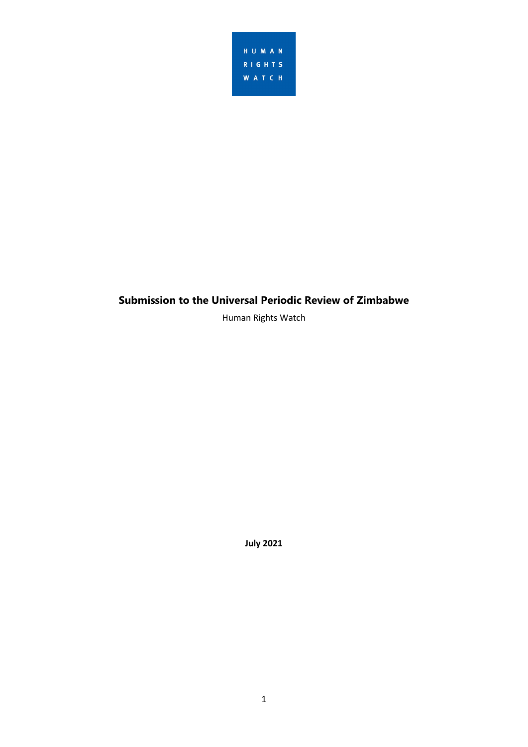HUMAN RIGHTS WATCH

# Submission to the Universal Periodic Review of Zimbabwe

Human Rights Watch

**July 2021**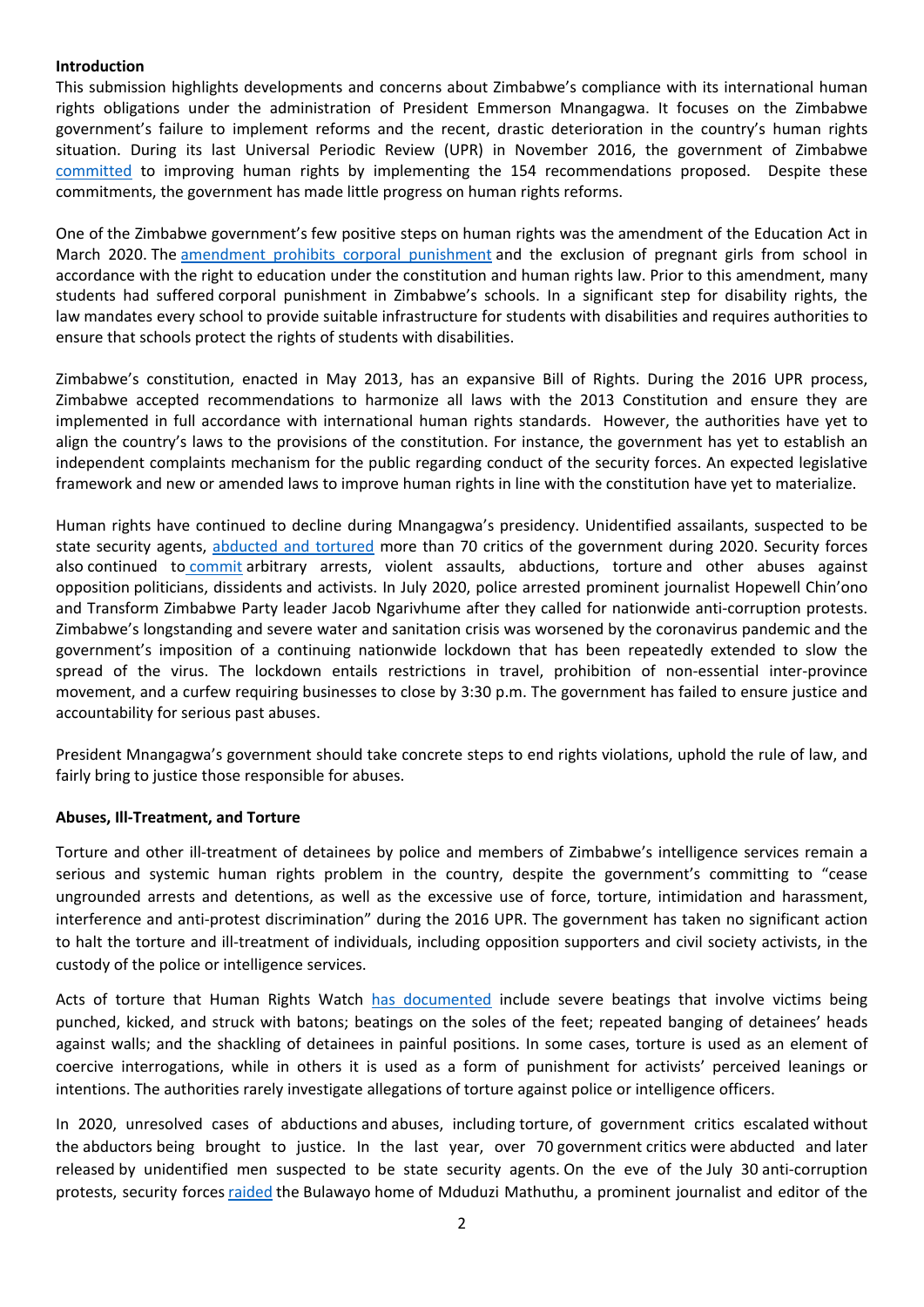**Introduction**

This submission highlights developments and concerns about Zimbabwe's compliance with its international human rights obligations under the administration of President Emmerson Mnangagwa. It focuses on the Zimbabwe government's failure to implement reforms and the recent, drastic deterioration in the country's human rights situation. During its last Universal Periodic Review (UPR) in November 2016, the government of Zimbabwe committed to improving human rights by implementing the 154 recommendations proposed. Despite these commitments, the government has made little progress on human rights reforms.

One of the Zimbabwe government's few positive steps on human rights was the amendment of the Education Act in March 2020. The amendment prohibits corporal punishment and the exclusion of pregnant girls from school in accordance with the right to education under the constitution and human rights law. Prior to this amendment, many students had suffered corporal punishment in Zimbabwe's schools. In a significant step for disability rights, the law mandates every school to provide suitable infrastructure for students with disabilities and requires authorities to ensure that schools protect the rights of students with disabilities.

Zimbabwe's constitution, enacted in May 2013, has an expansive Bill of Rights. During the 2016 UPR process, Zimbabwe accepted recommendations to harmonize all laws with the 2013 Constitution and ensure they are implemented in full accordance with international human rights standards. However, the authorities have yet to align the country's laws to the provisions of the constitution. For instance, the government has yet to establish an independent complaints mechanism for the public regarding conduct of the security forces. An expected legislative framework and new or amended laws to improve human rights in line with the constitution have yet to materialize.

Human rights have continued to decline during Mnangagwa's presidency. Unidentified assailants, suspected to be state security agents, abducted and tortured more than 70 critics of the government during 2020. Security forces also continued to commit arbitrary arrests, violent assaults, abductions, torture and other abuses against opposition politicians, dissidents and activists. In July 2020, police arrested prominent journalist Hopewell Chin'ono and Transform Zimbabwe Party leader Jacob Ngarivhume after they called for nationwide anti-corruption protests. Zimbabwe's longstanding and severe water and sanitation crisis was worsened by the coronavirus pandemic and the government's imposition of a continuing nationwide lockdown that has been repeatedly extended to slow the spread of the virus. The lockdown entails restrictions in travel, prohibition of non-essential inter-province movement, and a curfew requiring businesses to close by 3:30 p.m. The government has failed to ensure justice and accountability for serious past abuses.

President Mnangagwa's government should take concrete steps to end rights violations, uphold the rule of law, and fairly bring to justice those responsible for abuses.

**Abuses, Ill-Treatment, and Torture**

Torture and other ill-treatment of detainees by police and members of Zimbabwe's intelligence services remain a serious and systemic human rights problem in the country, despite the government's committing to "cease ungrounded arrests and detentions, as well as the excessive use of force, torture, intimidation and harassment, interference and anti-protest discrimination" during the 2016 UPR. The government has taken no significant action to halt the torture and ill-treatment of individuals, including opposition supporters and civil society activists, in the custody of the police or intelligence services.

Acts of torture that Human Rights Watch has documented include severe beatings that involve victims being punched, kicked, and struck with batons; beatings on the soles of the feet; repeated banging of detainees' heads against walls; and the shackling of detainees in painful positions. In some cases, torture is used as an element of coercive interrogations, while in others it is used as a form of punishment for activists' perceived leanings or intentions. The authorities rarely investigate allegations of torture against police or intelligence officers.

In 2020, unresolved cases of abductions and abuses, including torture, of government critics escalated without the abductors being brought to justice. In the last year, over 70 government critics were abducted and later released by unidentified men suspected to be state security agents. On the eve of the July 30 anti-corruption protests, security forces raided the Bulawayo home of Mduduzi Mathuthu, a prominent journalist and editor of the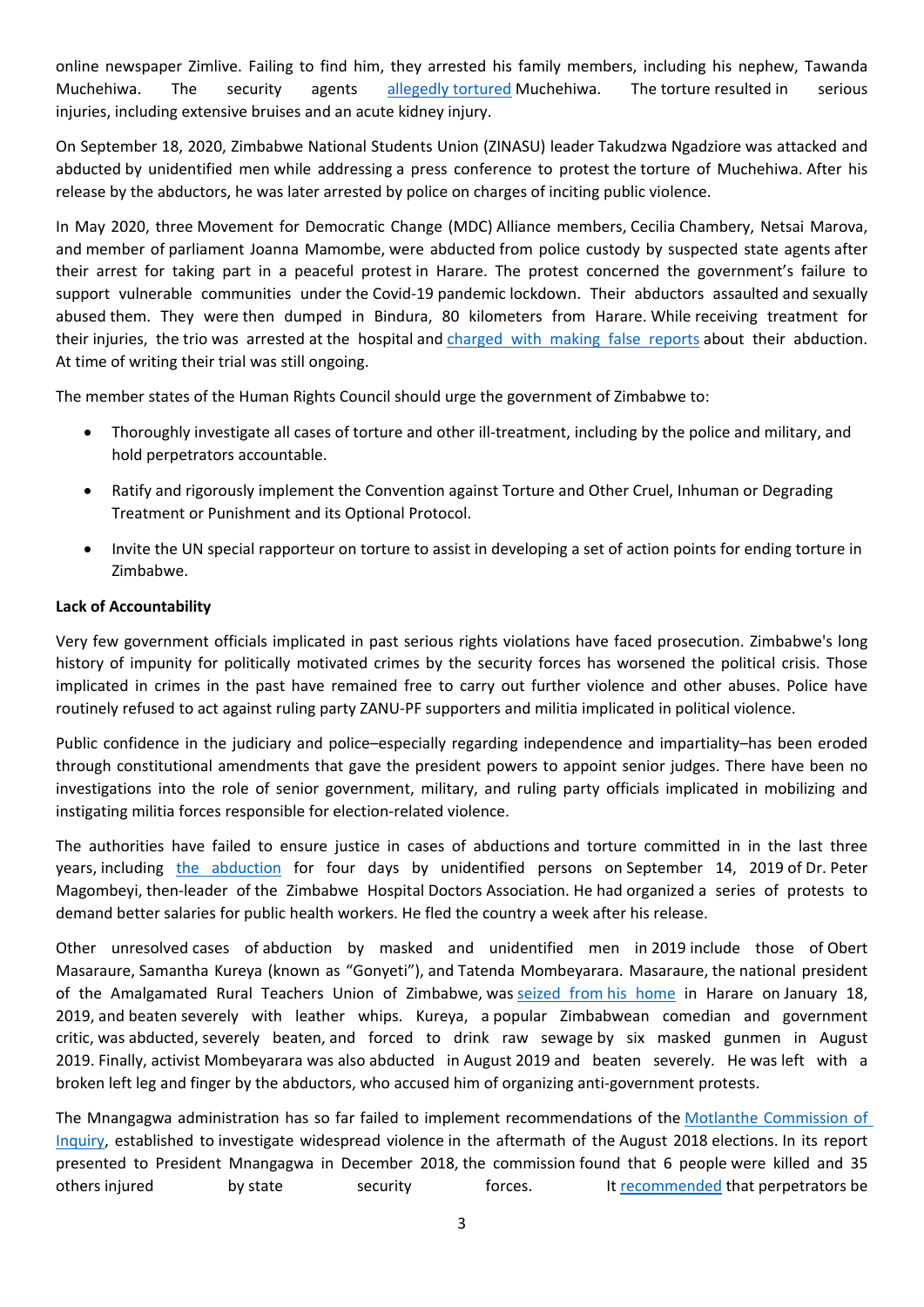online newspaper Zimlive. Failing to find him, they arrested his family members, including his nephew, Tawanda Muchehiwa. The security agents allegedly tortured Muchehiwa. The torture resulted in serious injuries, including extensive bruises and an acute kidney injury.

On September 18, 2020, Zimbabwe National Students Union (ZINASU) leader Takudzwa Ngadziore was attacked and abducted by unidentified men while addressing a press conference to protest the torture of Muchehiwa. After his release by the abductors, he was later arrested by police on charges of inciting public violence.

In May 2020, three Movement for Democratic Change (MDC) Alliance members, Cecilia Chambery, Netsai Marova, and member of parliament Joanna Mamombe, were abducted from police custody by suspected state agents after their arrest for taking part in a peaceful protest in Harare. The protest concerned the government's failure to support vulnerable communities under the Covid-19 pandemic lockdown. Their abductors assaulted and sexually abused them. They were then dumped in Bindura, 80 kilometers from Harare. While receiving treatment for their injuries, the trio was arrested at the hospital and charged with making false reports about their abduction. At time of writing their trial was still ongoing.

The member states of the Human Rights Council should urge the government of Zimbabwe to:

- Thoroughly investigate all cases of torture and other ill-treatment, including by the police and military, and hold perpetrators accountable.
- Ratify and rigorously implement the Convention against Torture and Other Cruel, Inhuman or Degrading Treatment or Punishment and its Optional Protocol.
- Invite the UN special rapporteur on torture to assist in developing a set of action points for ending torture in Zimbabwe.

**Lack of Accountability**

Very few government officials implicated in past serious rights violations have faced prosecution. Zimbabwe's long history of impunity for politically motivated crimes by the security forces has worsened the political crisis. Those implicated in crimes in the past have remained free to carry out further violence and other abuses. Police have routinely refused to act against ruling party ZANU-PF supporters and militia implicated in political violence.

Public confidence in the judiciary and police–especially regarding independence and impartiality–has been eroded through constitutional amendments that gave the president powers to appoint senior judges. There have been no investigations into the role of senior government, military, and ruling party officials implicated in mobilizing and instigating militia forces responsible for election-related violence.

The authorities have failed to ensure justice in cases of abductions and torture committed in in the last three years, including the abduction for four days by unidentified persons on September 14, 2019 of Dr. Peter Magombeyi, then-leader of the Zimbabwe Hospital Doctors Association. He had organized a series of protests to demand better salaries for public health workers. He fled the country a week after his release.

Other unresolved cases of abduction by masked and unidentified men in 2019 include those of Obert Masaraure, Samantha Kureya (known as "Gonyeti"), and Tatenda Mombeyarara. Masaraure, the national president of the Amalgamated Rural Teachers Union of Zimbabwe, was seized from his home in Harare on January 18, 2019, and beaten severely with leather whips. Kureya, a popular Zimbabwean comedian and government critic, was abducted, severely beaten, and forced to drink raw sewage by six masked gunmen in August 2019. Finally, activist Mombeyarara was also abducted in August 2019 and beaten severely. He was left with a broken left leg and finger by the abductors, who accused him of organizing anti-government protests.

The Mnangagwa administration has so far failed to implement recommendations of the Motlanthe Commission of Inquiry, established to investigate widespread violence in the aftermath of the August 2018 elections. In its report presented to President Mnangagwa in December 2018, the commission found that 6 people were killed and 35 others injured by state security forces. It recommended that perpetrators be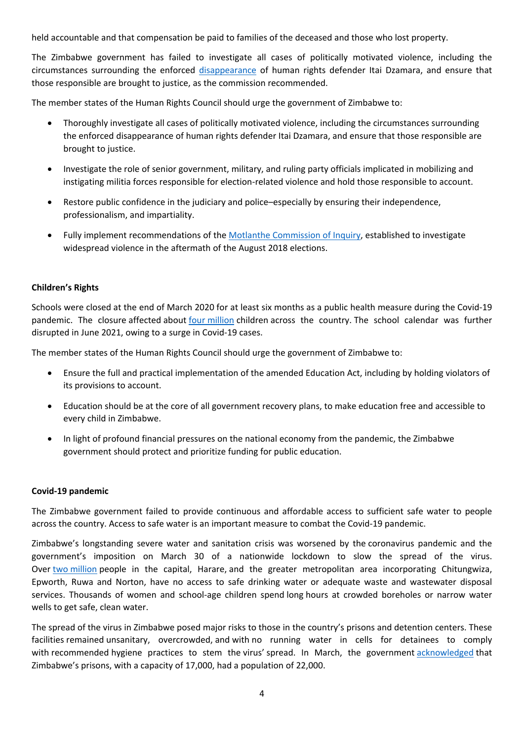held accountable and that compensation be paid to families of the deceased and those who lost property.

The Zimbabwe government has failed to investigate all cases of politically motivated violence, including the circumstances surrounding the enforced disappearance of human rights defender Itai Dzamara, and ensure that those responsible are brought to justice, as the commission recommended.

The member states of the Human Rights Council should urge the government of Zimbabwe to:

- Thoroughly investigate all cases of politically motivated violence, including the circumstances surrounding the enforced disappearance of human rights defender Itai Dzamara, and ensure that those responsible are brought to justice.
- Investigate the role of senior government, military, and ruling party officials implicated in mobilizing and instigating militia forces responsible for election-related violence and hold those responsible to account.
- Restore public confidence in the judiciary and police–especially by ensuring their independence, professionalism, and impartiality.
- Fully implement recommendations of the Motlanthe Commission of Inquiry, established to investigate widespread violence in the aftermath of the August 2018 elections.

**Children's Rights**

Schools were closed at the end of March 2020 for at least six months as a public health measure during the Covid-19 pandemic. The closure affected about four million children across the country. The school calendar was further disrupted in June 2021, owing to a surge in Covid-19 cases.

The member states of the Human Rights Council should urge the government of Zimbabwe to:

- Ensure the full and practical implementation of the amended Education Act, including by holding violators of its provisions to account.
- Education should be at the core of all government recovery plans, to make education free and accessible to every child in Zimbabwe.
- In light of profound financial pressures on the national economy from the pandemic, the Zimbabwe government should protect and prioritize funding for public education.

**Covid-19 pandemic**

The Zimbabwe government failed to provide continuous and affordable access to sufficient safe water to people across the country. Access to safe water is an important measure to combat the Covid-19 pandemic.

Zimbabwe's longstanding severe water and sanitation crisis was worsened by the coronavirus pandemic and the government's imposition on March 30 of a nationwide lockdown to slow the spread of the virus. Over two million people in the capital, Harare, and the greater metropolitan area incorporating Chitungwiza, Epworth, Ruwa and Norton, have no access to safe drinking water or adequate waste and wastewater disposal services. Thousands of women and school-age children spend long hours at crowded boreholes or narrow water wells to get safe, clean water.

The spread of the virus in Zimbabwe posed major risks to those in the country's prisons and detention centers. These facilities remained unsanitary, overcrowded, and with no running water in cells for detainees to comply with recommended hygiene practices to stem the virus' spread. In March, the government acknowledged that Zimbabwe's prisons, with a capacity of 17,000, had a population of 22,000.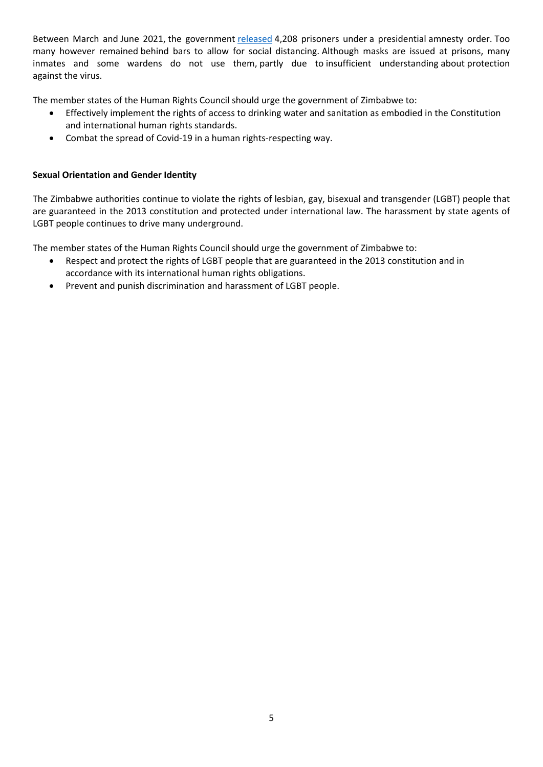Between March and June 2021, the government released 4,208 prisoners under a presidential amnesty order. Too many however remained behind bars to allow for social distancing. Although masks are issued at prisons, many inmates and some wardens do not use them, partly due to insufficient understanding about protection against the virus.

The member states of the Human Rights Council should urge the government of Zimbabwe to:

- Effectively implement the rights of access to drinking water and sanitation as embodied in the Constitution and international human rights standards.
- Combat the spread of Covid-19 in a human rights-respecting way.

**Sexual Orientation and Gender Identity**

The Zimbabwe authorities continue to violate the rights of lesbian, gay, bisexual and transgender (LGBT) people that are guaranteed in the 2013 constitution and protected under international law. The harassment by state agents of LGBT people continues to drive many underground.

The member states of the Human Rights Council should urge the government of Zimbabwe to:

- Respect and protect the rights of LGBT people that are guaranteed in the 2013 constitution and in accordance with its international human rights obligations.
- Prevent and punish discrimination and harassment of LGBT people.